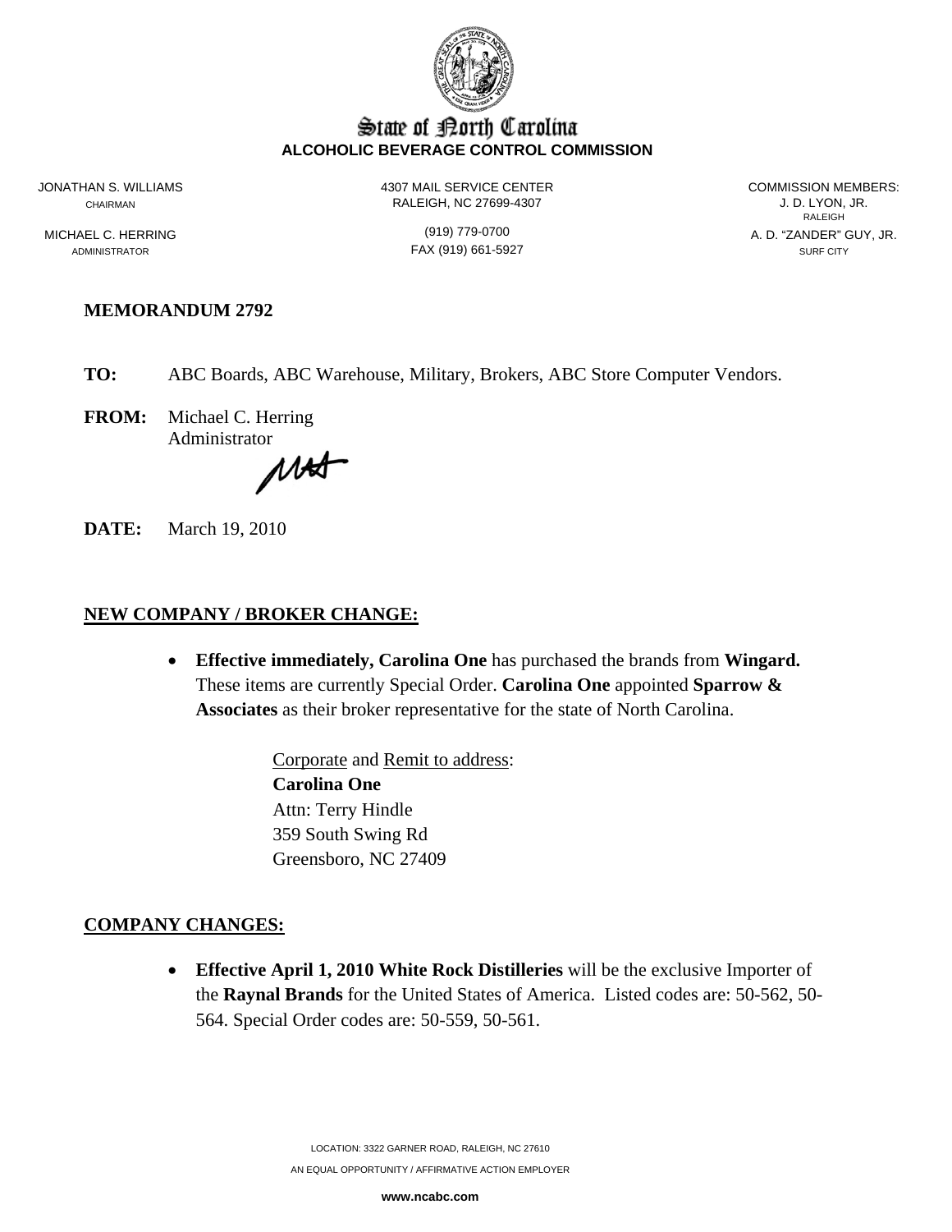# State of North Carolina
**ALCOHOLIC BEVERAGE CONTROL COMMISSION**

JONATHAN S. WILLIAMS
CHAIRMAN

MICHAEL C. HERRING
ADMINISTRATOR

4307 MAIL SERVICE CENTER
RALEIGH, NC 27699-4307

(919) 779-0700
FAX (919) 661-5927

COMMISSION MEMBERS:
J. D. LYON, JR.
RALEIGH
A. D. "ZANDER" GUY, JR.
SURF CITY

## MEMORANDUM 2792

**TO:** ABC Boards, ABC Warehouse, Military, Brokers, ABC Store Computer Vendors.

**FROM:** Michael C. Herring
Administrator

**DATE:** March 19, 2010

## NEW COMPANY / BROKER CHANGE:

- **Effective immediately, Carolina One** has purchased the brands from **Wingard.** These items are currently Special Order. **Carolina One** appointed **Sparrow & Associates** as their broker representative for the state of North Carolina.

  Corporate and Remit to address:
  **Carolina One**
  Attn: Terry Hindle
  359 South Swing Rd
  Greensboro, NC 27409

## COMPANY CHANGES:

- **Effective April 1, 2010 White Rock Distilleries** will be the exclusive Importer of the **Raynal Brands** for the United States of America. Listed codes are: 50-562, 50-564. Special Order codes are: 50-559, 50-561.

LOCATION: 3322 GARNER ROAD, RALEIGH, NC 27610
AN EQUAL OPPORTUNITY / AFFIRMATIVE ACTION EMPLOYER
**www.ncabc.com**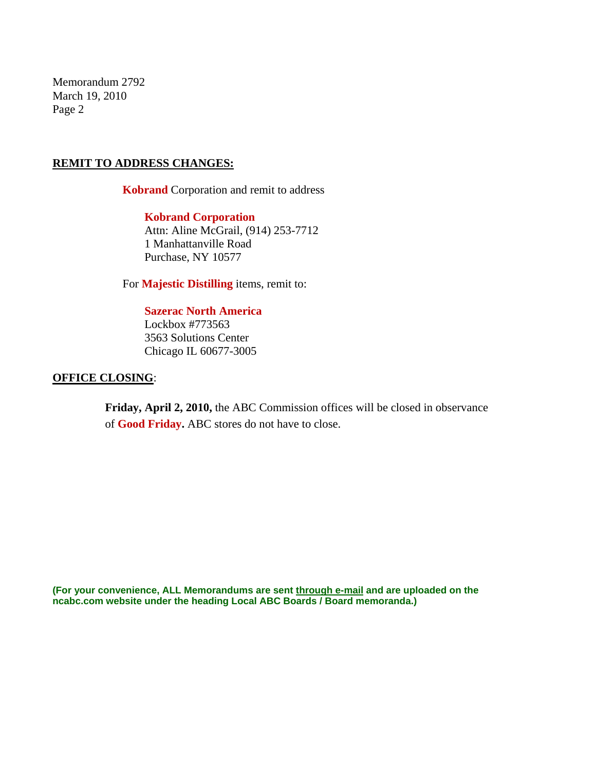Memorandum 2792
March 19, 2010
Page 2

## REMIT TO ADDRESS CHANGES:

**Kobrand** Corporation and remit to address

**Kobrand Corporation**
Attn: Aline McGrail, (914) 253-7712
1 Manhattanville Road
Purchase, NY 10577

For **Majestic Distilling** items, remit to:

**Sazerac North America**
Lockbox #773563
3563 Solutions Center
Chicago IL 60677-3005

## OFFICE CLOSING:

**Friday, April 2, 2010,** the ABC Commission offices will be closed in observance of **Good Friday.** ABC stores do not have to close.

**(For your convenience, ALL Memorandums are sent through e-mail and are uploaded on the ncabc.com website under the heading Local ABC Boards / Board memoranda.)**